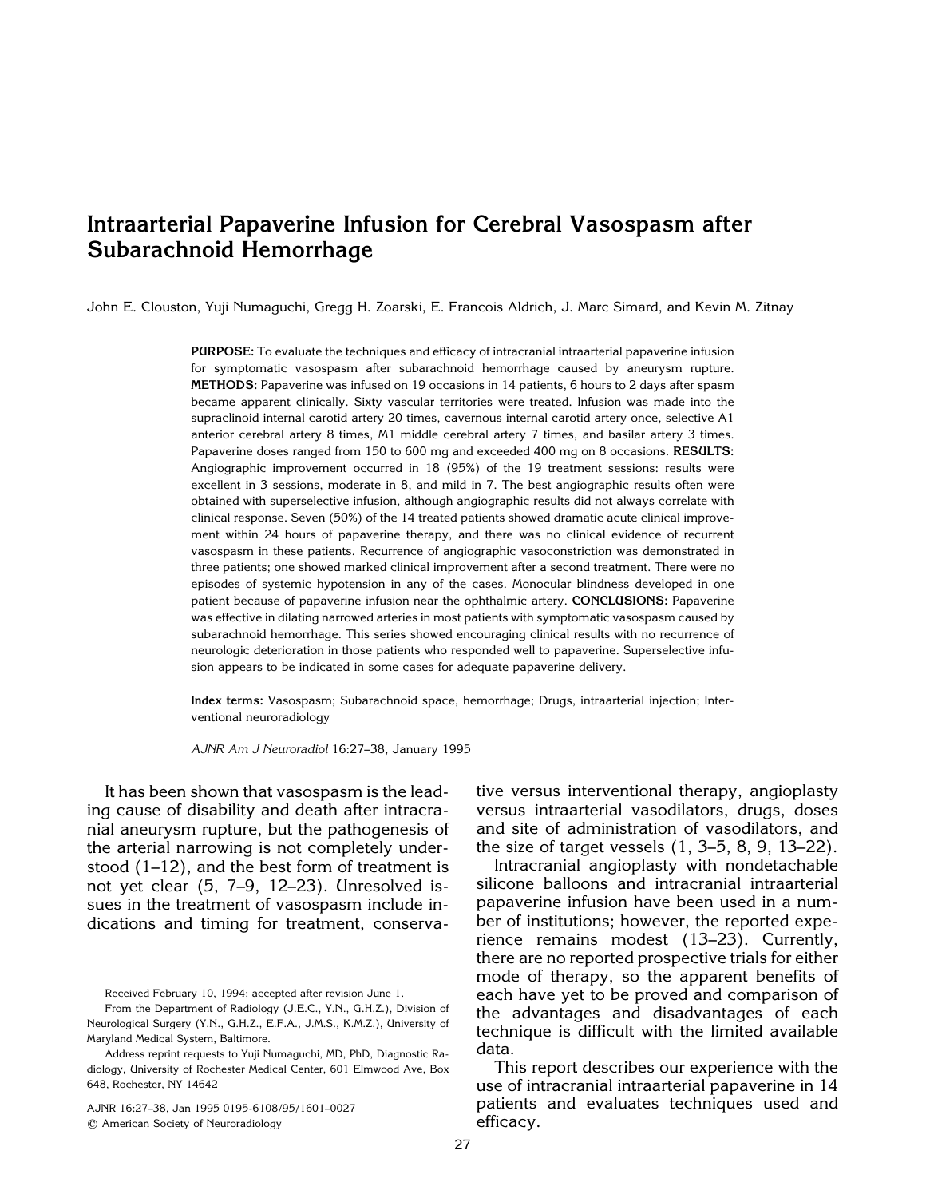# Intraarterial Papaverine Infusion for Cerebral Vasospasm after Subarachnoid Hemorrhage

John E. Clouston, Yuji Numaguchi, Gregg H. Zoarski, E. Francois Aldrich, J. Marc Simard, and Kevin M. Zitnay

**PURPOSE:** To evaluate the techniques and efficacy of intracranial intraarterial papaverine infusion for symptomatic vasospasm after subarachnoid hemorrhage caused by aneurysm rupture. **METHODS:** Papaverine was infused on 19 occasions in 14 patients, 6 hours to 2 days after spasm became apparent clinically. Sixty vascular territories were treated. Infusion was made into the supraclinoid internal carotid artery 20 times, cavernous internal carotid artery once, selective A1 anterior cerebral artery 8 times, M1 middle cerebral artery 7 times, and basilar artery 3 times. Papaverine doses ranged from 150 to 600 mg and exceeded 400 mg on 8 occasions. **RESULTS:** Angiographic improvement occurred in 18 (95%) of the 19 treatment sessions: results were excellent in 3 sessions, moderate in 8, and mild in 7. The best angiographic results often were obtained with superselective infusion, although angiographic results did not always correlate with clinical response. Seven (50%) of the 14 treated patients showed dramatic acute clinical improvement within 24 hours of papaverine therapy, and there was no clinical evidence of recurrent vasospasm in these patients. Recurrence of angiographic vasoconstriction was demonstrated in three patients; one showed marked clinical improvement after a second treatment. There were no episodes of systemic hypotension in any of the cases. Monocular blindness developed in one patient because of papaverine infusion near the ophthalmic artery. **CONCLUSIONS:** Papaverine was effective in dilating narrowed arteries in most patients with symptomatic vasospasm caused by subarachnoid hemorrhage. This series showed encouraging clinical results with no recurrence of neurologic deterioration in those patients who responded well to papaverine. Superselective infusion appears to be indicated in some cases for adequate papaverine delivery.

**Index terms:** Vasospasm; Subarachnoid space, hemorrhage; Drugs, intraarterial injection; Interventional neuroradiology

*AJNR Am J Neuroradiol* 16:27–38, January 1995

It has been shown that vasospasm is the leading cause of disability and death after intracranial aneurysm rupture, but the pathogenesis of the arterial narrowing is not completely understood (1–12), and the best form of treatment is not yet clear (5, 7–9, 12–23). Unresolved issues in the treatment of vasospasm include indications and timing for treatment, conservative versus interventional therapy, angioplasty versus intraarterial vasodilators, drugs, doses and site of administration of vasodilators, and the size of target vessels (1, 3–5, 8, 9, 13–22).

Intracranial angioplasty with nondetachable silicone balloons and intracranial intraarterial papaverine infusion have been used in a number of institutions; however, the reported experience remains modest (13–23). Currently, there are no reported prospective trials for either mode of therapy, so the apparent benefits of each have yet to be proved and comparison of the advantages and disadvantages of each technique is difficult with the limited available data.

This report describes our experience with the use of intracranial intraarterial papaverine in 14 patients and evaluates techniques used and efficacy.

Received February 10, 1994; accepted after revision June 1.

From the Department of Radiology (J.E.C., Y.N., G.H.Z.), Division of Neurological Surgery (Y.N., G.H.Z., E.F.A., J.M.S., K.M.Z.), University of Maryland Medical System, Baltimore.

Address reprint requests to Yuji Numaguchi, MD, PhD, Diagnostic Radiology, University of Rochester Medical Center, 601 Elmwood Ave, Box 648, Rochester, NY 14642

AJNR 16:27–38, Jan 1995 0195-6108/95/1601–0027
© American Society of Neuroradiology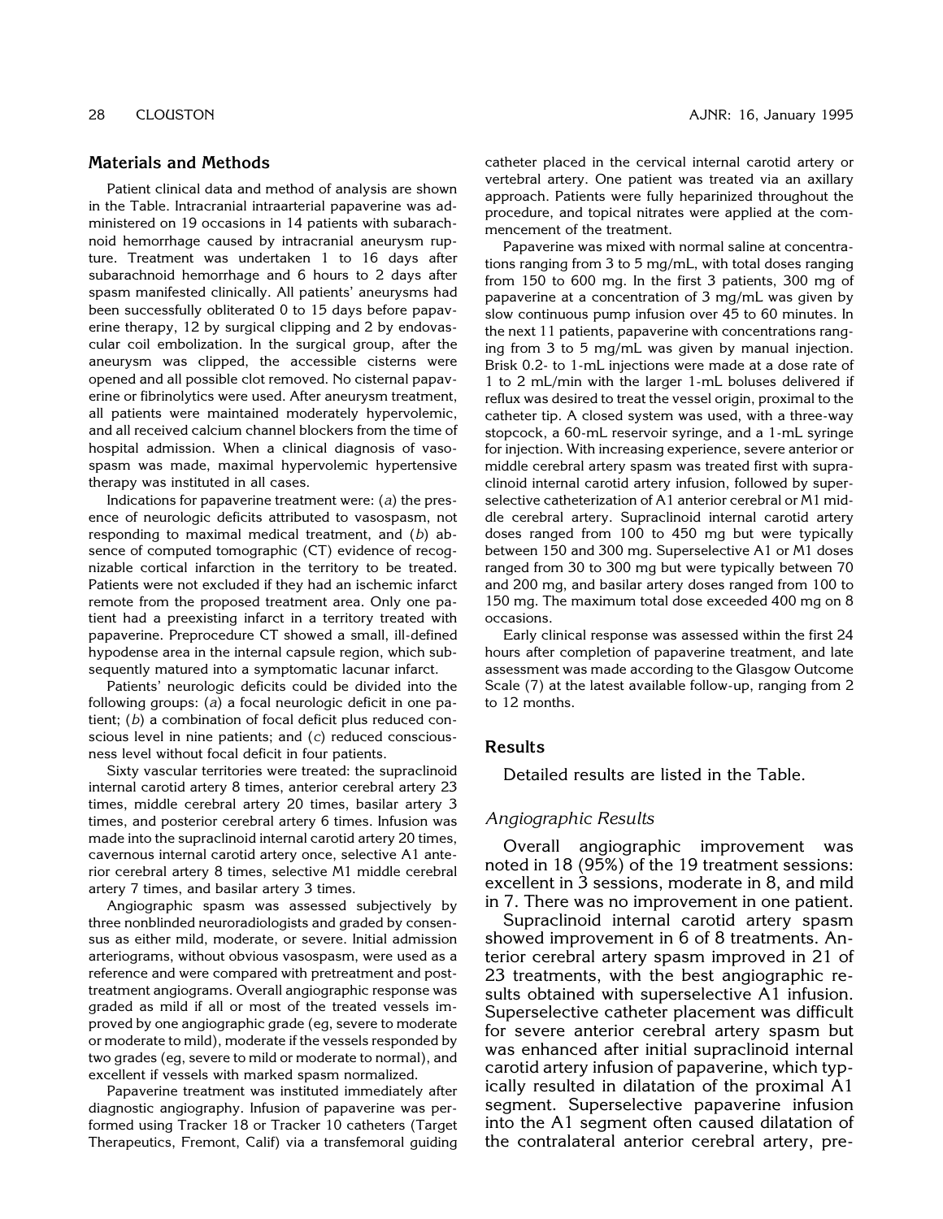## Materials and Methods

Patient clinical data and method of analysis are shown in the Table. Intracranial intraarterial papaverine was administered on 19 occasions in 14 patients with subarachnoid hemorrhage caused by intracranial aneurysm rupture. Treatment was undertaken 1 to 16 days after subarachnoid hemorrhage and 6 hours to 2 days after spasm manifested clinically. All patients' aneurysms had been successfully obliterated 0 to 15 days before papaverine therapy, 12 by surgical clipping and 2 by endovascular coil embolization. In the surgical group, after the aneurysm was clipped, the accessible cisterns were opened and all possible clot removed. No cisternal papaverine or fibrinolytics were used. After aneurysm treatment, all patients were maintained moderately hypervolemic, and all received calcium channel blockers from the time of hospital admission. When a clinical diagnosis of vasospasm was made, maximal hypervolemic hypertensive therapy was instituted in all cases.

Indications for papaverine treatment were: (*a*) the presence of neurologic deficits attributed to vasospasm, not responding to maximal medical treatment, and (*b*) absence of computed tomographic (CT) evidence of recognizable cortical infarction in the territory to be treated. Patients were not excluded if they had an ischemic infarct remote from the proposed treatment area. Only one patient had a preexisting infarct in a territory treated with papaverine. Preprocedure CT showed a small, ill-defined hypodense area in the internal capsule region, which subsequently matured into a symptomatic lacunar infarct.

Patients' neurologic deficits could be divided into the following groups: (*a*) a focal neurologic deficit in one patient; (*b*) a combination of focal deficit plus reduced conscious level in nine patients; and (*c*) reduced consciousness level without focal deficit in four patients.

Sixty vascular territories were treated: the supraclinoid internal carotid artery 8 times, anterior cerebral artery 23 times, middle cerebral artery 20 times, basilar artery 3 times, and posterior cerebral artery 6 times. Infusion was made into the supraclinoid internal carotid artery 20 times, cavernous internal carotid artery once, selective A1 anterior cerebral artery 8 times, selective M1 middle cerebral artery 7 times, and basilar artery 3 times.

Angiographic spasm was assessed subjectively by three nonblinded neuroradiologists and graded by consensus as either mild, moderate, or severe. Initial admission arteriograms, without obvious vasospasm, were used as a reference and were compared with pretreatment and posttreatment angiograms. Overall angiographic response was graded as mild if all or most of the treated vessels improved by one angiographic grade (eg, severe to moderate or moderate to mild), moderate if the vessels responded by two grades (eg, severe to mild or moderate to normal), and excellent if vessels with marked spasm normalized.

Papaverine treatment was instituted immediately after diagnostic angiography. Infusion of papaverine was performed using Tracker 18 or Tracker 10 catheters (Target Therapeutics, Fremont, Calif) via a transfemoral guiding catheter placed in the cervical internal carotid artery or vertebral artery. One patient was treated via an axillary approach. Patients were fully heparinized throughout the procedure, and topical nitrates were applied at the commencement of the treatment.

Papaverine was mixed with normal saline at concentrations ranging from 3 to 5 mg/mL, with total doses ranging from 150 to 600 mg. In the first 3 patients, 300 mg of papaverine at a concentration of 3 mg/mL was given by slow continuous pump infusion over 45 to 60 minutes. In the next 11 patients, papaverine with concentrations ranging from 3 to 5 mg/mL was given by manual injection. Brisk 0.2- to 1-mL injections were made at a dose rate of 1 to 2 mL/min with the larger 1-mL boluses delivered if reflux was desired to treat the vessel origin, proximal to the catheter tip. A closed system was used, with a three-way stopcock, a 60-mL reservoir syringe, and a 1-mL syringe for injection. With increasing experience, severe anterior or middle cerebral artery spasm was treated first with supraclinoid internal carotid artery infusion, followed by superselective catheterization of A1 anterior cerebral or M1 middle cerebral artery. Supraclinoid internal carotid artery doses ranged from 100 to 450 mg but were typically between 150 and 300 mg. Superselective A1 or M1 doses ranged from 30 to 300 mg but were typically between 70 and 200 mg, and basilar artery doses ranged from 100 to 150 mg. The maximum total dose exceeded 400 mg on 8 occasions.

Early clinical response was assessed within the first 24 hours after completion of papaverine treatment, and late assessment was made according to the Glasgow Outcome Scale (7) at the latest available follow-up, ranging from 2 to 12 months.

## Results

Detailed results are listed in the Table.

### *Angiographic Results*

Overall angiographic improvement was noted in 18 (95%) of the 19 treatment sessions: excellent in 3 sessions, moderate in 8, and mild in 7. There was no improvement in one patient.

Supraclinoid internal carotid artery spasm showed improvement in 6 of 8 treatments. Anterior cerebral artery spasm improved in 21 of 23 treatments, with the best angiographic results obtained with superselective A1 infusion. Superselective catheter placement was difficult for severe anterior cerebral artery spasm but was enhanced after initial supraclinoid internal carotid artery infusion of papaverine, which typically resulted in dilatation of the proximal A1 segment. Superselective papaverine infusion into the A1 segment often caused dilatation of the contralateral anterior cerebral artery, pre-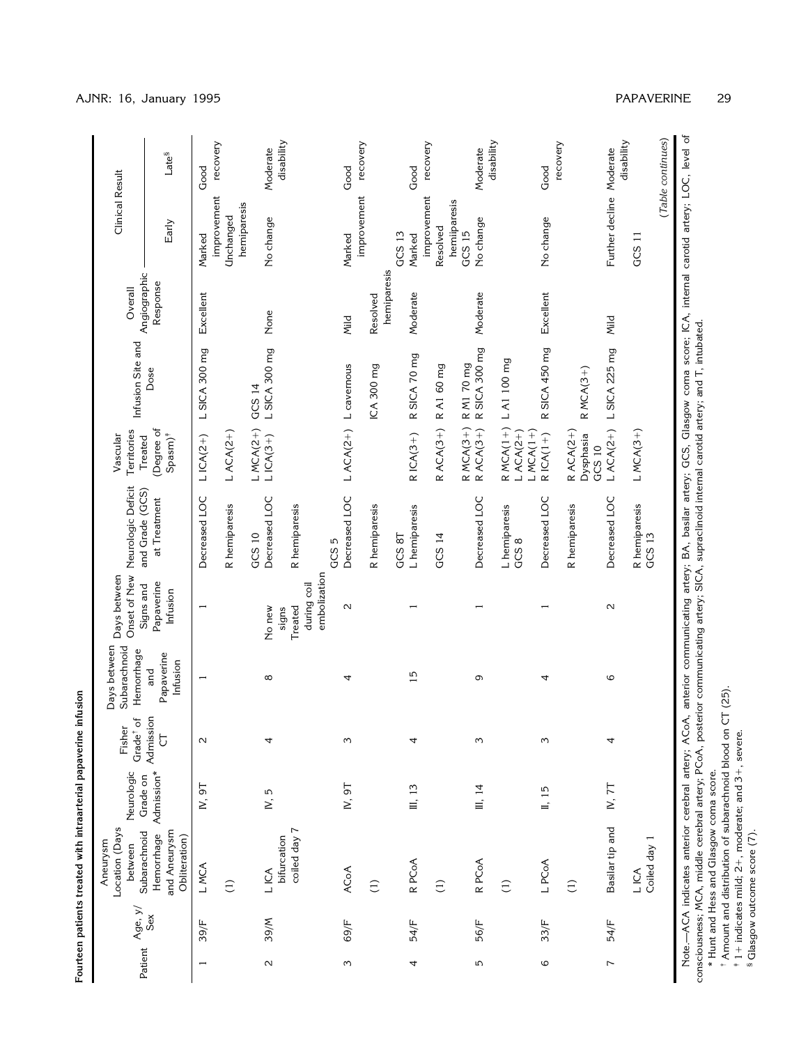Fourteen patients treated with intraarterial papaverine infusion

| Patient | Age, y/ Sex | Aneurysm Location (Days between Subarachnoid Hemorrhage and Aneurysm Obliteration) | Neurologic Grade on Admission* | Fisher Grade† of Admission CT | Days between Subarachnoid Hemorrhage and Papaverine Infusion | Days between Onset of New Signs and Papaverine Infusion | Neurologic Deficit and Grade (GCS) at Treatment | Vascular Territories Treated (Degree of Spasm)‡ | Infusion Site and Dose | Overall Angiographic Response | Clinical Result | |
|---|---|---|---|---|---|---|---|---|---|---|---|---|
| | | | | | | | | | | | Early | Late§ |
| 1 | 39/F | L MCA (1) | IV, 9T | 2 | 1 | 1 | Decreased LOC<br>R hemiparesis<br>GCS 10 | L ICA(2+)<br>L ACA(2+)<br>L MCA(2+) | L SICA 300 mg | Excellent | Marked improvement<br>Unchanged hemiparesis<br>GCS 14 | Good recovery |
| 2 | 39/M | L ICA bifurcation coiled day 7 | IV, 5 | 4 | 8 | No new signs<br>Treated during coil embolization | Decreased LOC<br>R hemiparesis<br>GCS 5 | L ICA(3+) | L SICA 300 mg | None | No change | Moderate disability |
| 3 | 69/F | ACoA (1) | IV, 9T | 3 | 4 | 2 | Decreased LOC<br>R hemiparesis<br>GCS 8T | L ACA(2+) | L cavernous ICA 300 mg | Mild | Marked improvement<br>Resolved hemiparesis<br>GCS 13 | Good recovery |
| 4 | 54/F | R PCoA (1) | III, 13 | 4 | 15 | 1 | L hemiparesis<br>GCS 14 | R ICA(3+)<br>R ACA(3+)<br>R MCA(3+) | R SICA 70 mg<br>R A1 60 mg<br>R M1 70 mg | Moderate | Marked improvement<br>Resolved hemiparesis<br>GCS 15 | Good recovery |
| 5 | 56/F | R PCoA (1) | III, 14 | 3 | 9 | 1 | Decreased LOC<br>L hemiparesis<br>GCS 8 | R ACA(3+)<br>R MCA(1+)<br>L ACA(2+)<br>L MCA(1+) | R SICA 300 mg<br>L A1 100 mg | Moderate | No change | Moderate disability |
| 6 | 33/F | L PCoA (1) | II, 15 | 3 | 4 | 1 | Decreased LOC<br>R hemiparesis | R ICA(1+)<br>R ACA(2+)<br>Dysphasia<br>GCS 10 | R SICA 450 mg<br>R MCA(3+) | Excellent | No change | Good recovery |
| 7 | 54/F | Basilar tip and L ICA Coiled day 1 | IV, 7T | 4 | 6 | 2 | Decreased LOC<br>R hemiparesis<br>GCS 13 | L ACA(2+)<br>L MCA(3+) | L SICA 225 mg | Mild | Further decline<br>GCS 11 | Moderate disability |

(*Table continues*)

Note.—ACA indicates anterior cerebral artery; ACoA, anterior communicating artery; BA, basilar artery; GCS, Glasgow coma score; ICA, internal carotid artery; LOC, level of consciousness; MCA, middle cerebral artery; PCoA, posterior communicating artery; SICA, supraclinoid internal carotid artery; and T, intubated.

\* Hunt and Hess and Glasgow coma score.

† Amount and distribution of subarachnoid blood on CT (25).

‡ 1+ indicates mild; 2+, moderate; and 3+, severe.

§ Glasgow outcome score (7).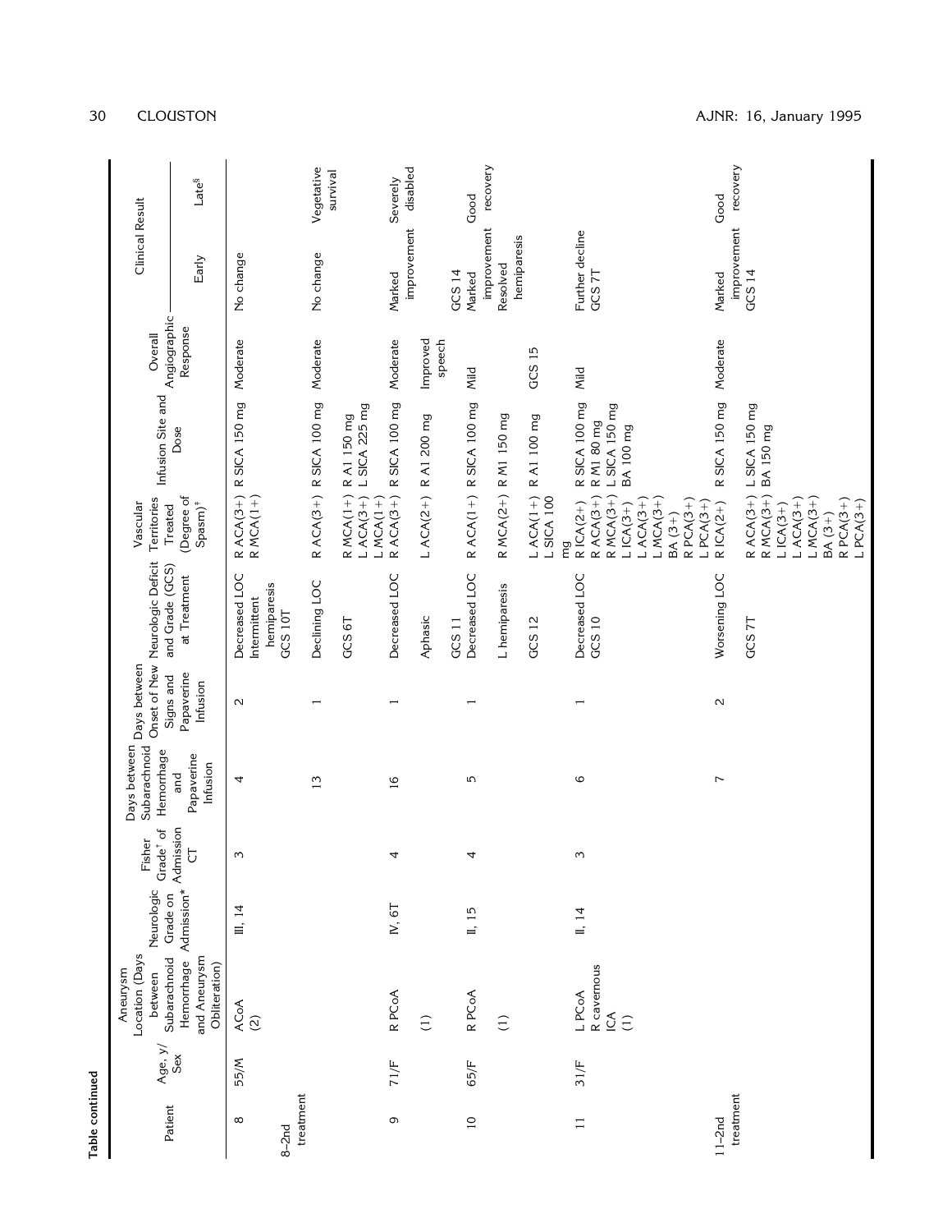**Table continued**

| Patient | Age, y/ Sex | Aneurysm Location (Days between Subarachnoid Hemorrhage and Aneurysm Obliteration) | Neurologic Grade on Admission* | Fisher Grade† of Admission CT | Days between Subarachnoid Hemorrhage and Papaverine Infusion | Days between Onset of New Signs and Papaverine Infusion | Neurologic Deficit and Grade (GCS) at Treatment | Vascular Territories Treated (Degree of Spasm)‡ | Infusion Site and Dose | Overall Angiographic Response | Clinical Result | |
|---|---|---|---|---|---|---|---|---|---|---|---|---|
| | | | | | | | | | | | Early | Late§ |
| 8 | 55/M | ACoA (2) | III, 14 | 3 | 4 | 2 | Decreased LOC Intermittent hemiparesis GCS 10T | R ACA(3+) R MCA(1+) | R SICA 150 mg | Moderate | No change | |
| 8–2nd treatment | | | | | 13 | 1 | Declining LOC GCS 6T | R ACA(3+) R MCA(1+) L ACA(3+) L MCA(1+) | R SICA 100 mg R A1 150 mg L SICA 225 mg | Moderate | No change | Vegetative survival |
| 9 | 71/F | R PCoA (1) | IV, 6T | 4 | 16 | 1 | Decreased LOC Aphasic GCS 11 | R ACA(3+) L ACA(2+) | R SICA 100 mg R A1 200 mg | Moderate Improved speech | Marked improvement GCS 14 | Severely disabled |
| 10 | 65/F | R PCoA (1) | II, 15 | 4 | 5 | 1 | Decreased LOC L hemiparesis GCS 12 | R ACA(1+) R MCA(2+) L ACA(1+) | R SICA 100 mg R M1 150 mg R A1 100 mg L SICA 100 mg | Mild GCS 15 | Marked improvement Resolved hemiparesis | Good recovery |
| 11 | 31/F | L PCoA R cavernous ICA (1) | II, 14 | 3 | 6 | 1 | Decreased LOC GCS 10 | R ICA(2+) R ACA(3+) R MCA(3+) L ICA(3+) L ACA(3+) L MCA(3+) BA (3+) R PCA(3+) L PCA(3+) | R SICA 100 mg R M1 80 mg L SICA 150 mg BA 100 mg | Mild | Further decline GCS 7T | |
| 11–2nd treatment | | | | | 7 | 2 | Worsening LOC GCS 7T | R ICA(2+) R ACA(3+) R MCA(3+) L ICA(3+) L ACA(3+) L MCA(3+) BA (3+) R PCA(3+) L PCA(3+) | R SICA 150 mg L SICA 150 mg BA 150 mg | Moderate | Marked improvement GCS 14 | Good recovery |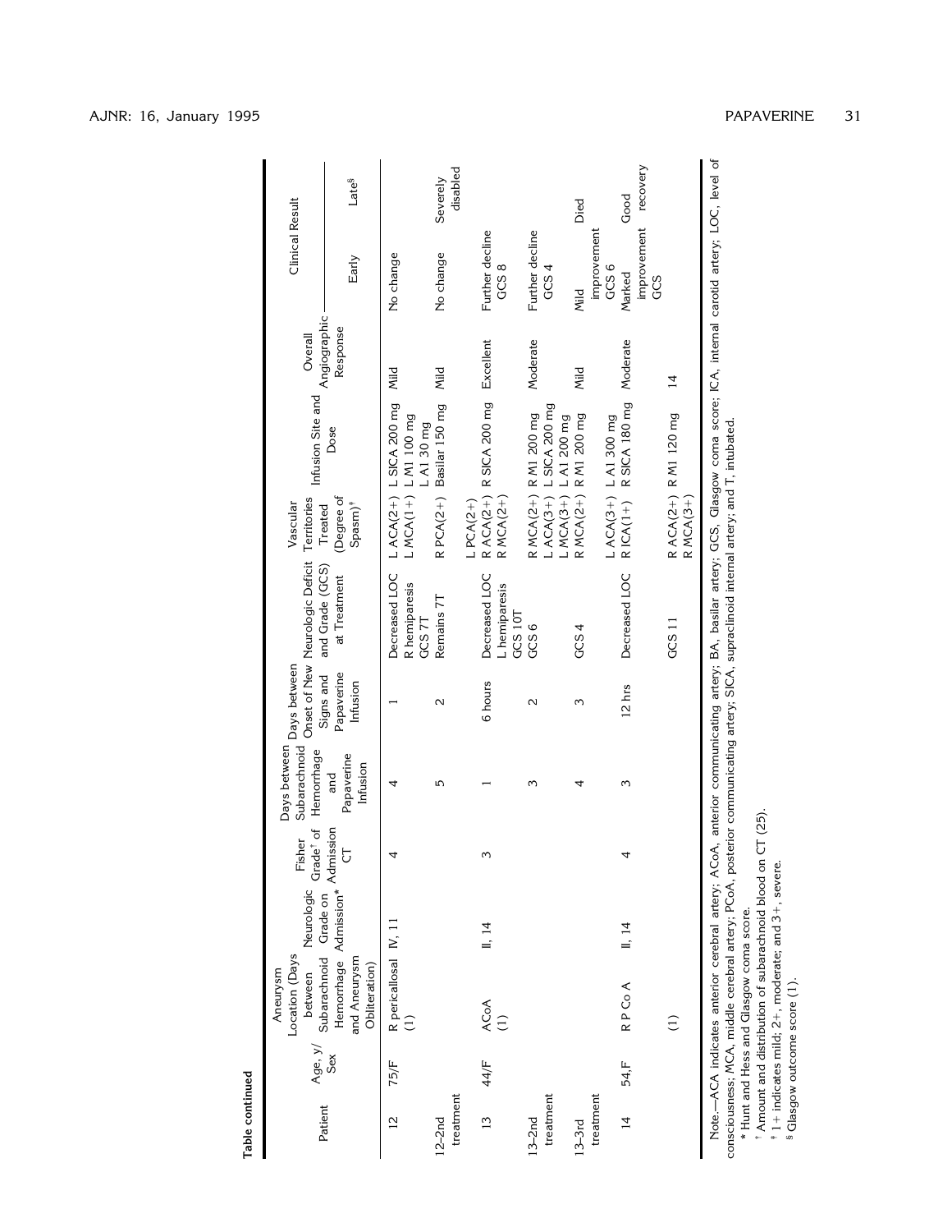**Table continued**

| Patient | Age, y/Sex | Aneurysm Location (Days between Subarachnoid Hemorrhage and Aneurysm Obliteration) | Neurologic Grade on Admission* | Fisher Grade[†] of Admission CT | Days between Subarachnoid Hemorrhage and Papaverine Infusion | Days between Onset of New Signs and Papaverine Infusion | Neurologic Deficit and Grade (GCS) at Treatment | Vascular Territories Treated (Degree of Spasm)[‡] | Infusion Site and Dose | Overall Angiographic Response | Clinical Result | |
|---|---|---|---|---|---|---|---|---|---|---|---|---|
| | | | | | | | | | | | Early | Late[§] |
| 12 | 75/F | R pericallosal (1) | IV, 11 | 4 | 4 | 1 | Decreased LOC R hemiparesis GCS 7T | L ACA(2+) L MCA(1+) | L SICA 200 mg L M1 100 mg L A1 30 mg | Mild | No change | |
| 12–2nd treatment | | | | | 5 | 2 | Remains 7T | R PCA(2+) L PCA(2+) | Basilar 150 mg | Mild | No change | Severely disabled |
| 13 | 44/F | ACoA (1) | II, 14 | 3 | 1 | 6 hours | Decreased LOC L hemiparesis GCS 10T | R ACA(2+) R MCA(2+) | R SICA 200 mg | Excellent | Further decline GCS 8 | |
| 13–2nd treatment | | | | | 3 | 2 | GCS 6 | R MCA(2+) L ACA(3+) L MCA(3+) | R M1 200 mg L SICA 200 mg L A1 200 mg | Moderate | Further decline GCS 4 | |
| 13–3rd treatment | | | | | 4 | 3 | GCS 4 | R MCA(2+) L ACA(3+) | R M1 200 mg L A1 300 mg | Mild | Mild improvement GCS 6 | Died |
| 14 | 54,F | R P Co A (1) | II, 14 | 4 | 3 | 12 hrs | Decreased LOC GCS 11 | R ICA(1+) R ACA(2+) R MCA(3+) | R SICA 180 mg R M1 120 mg | Moderate | Marked improvement GCS 14 | Good recovery |

Note.—ACA indicates anterior cerebral artery; ACoA, anterior communicating artery; BA, basilar artery; GCS, Glasgow coma score; ICA, internal carotid artery; LOC, level of consciousness; MCA, middle cerebral artery; PCoA, posterior communicating artery; SICA, supraclinoid internal artery; and T, intubated.

* Hunt and Hess and Glasgow coma score.

[†] Amount and distribution of subarachnoid blood on CT (25).

[‡] 1+ indicates mild; 2+, moderate; and 3+, severe.

[§] Glasgow outcome score (1).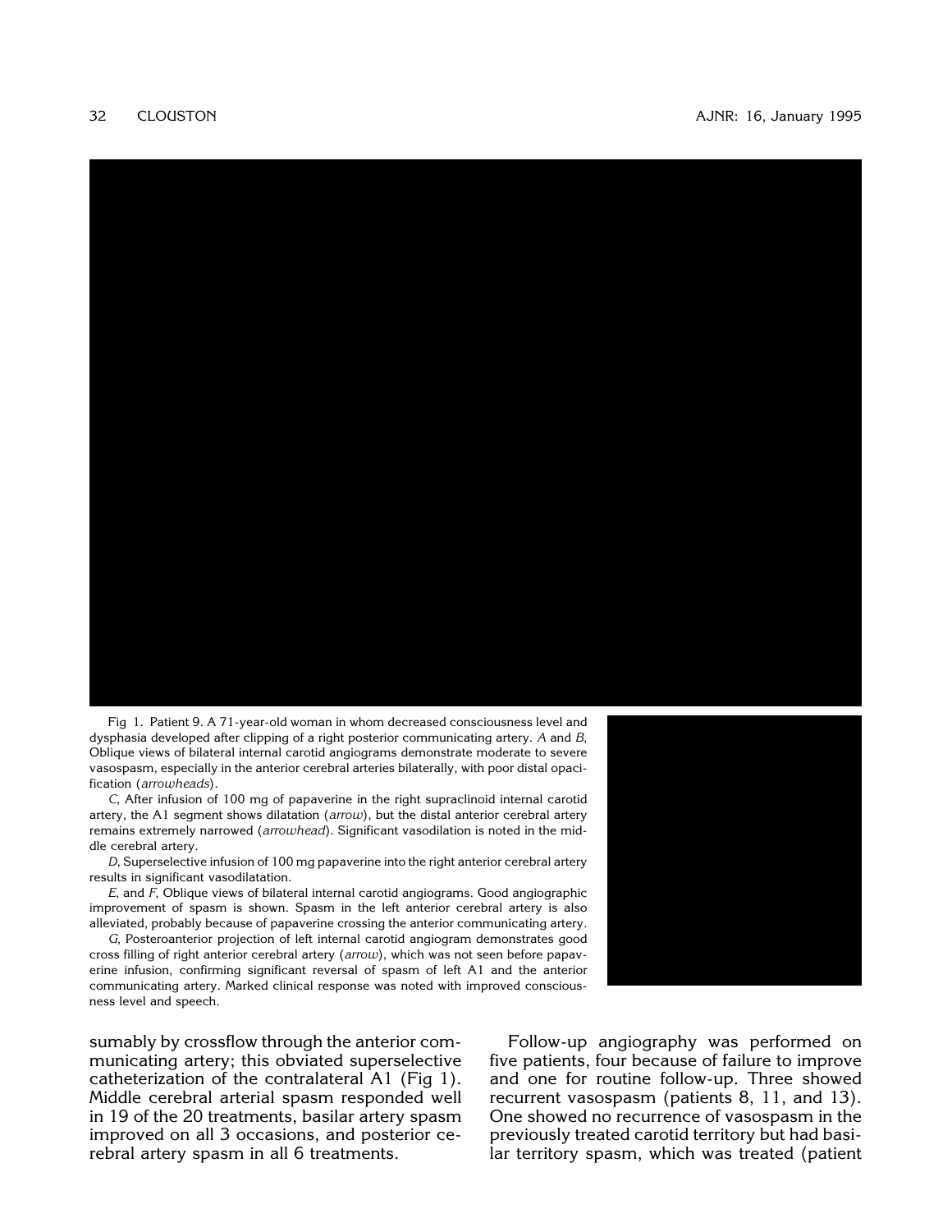Fig 1. Patient 9. A 71-year-old woman in whom decreased consciousness level and dysphasia developed after clipping of a right posterior communicating artery. *A* and *B*, Oblique views of bilateral internal carotid angiograms demonstrate moderate to severe vasospasm, especially in the anterior cerebral arteries bilaterally, with poor distal opacification (*arrowheads*).

*C*, After infusion of 100 mg of papaverine in the right supraclinoid internal carotid artery, the A1 segment shows dilatation (*arrow*), but the distal anterior cerebral artery remains extremely narrowed (*arrowhead*). Significant vasodilation is noted in the middle cerebral artery.

*D*, Superselective infusion of 100 mg papaverine into the right anterior cerebral artery results in significant vasodilatation.

*E*, and *F*, Oblique views of bilateral internal carotid angiograms. Good angiographic improvement of spasm is shown. Spasm in the left anterior cerebral artery is also alleviated, probably because of papaverine crossing the anterior communicating artery.

*G*, Posteroanterior projection of left internal carotid angiogram demonstrates good cross filling of right anterior cerebral artery (*arrow*), which was not seen before papaverine infusion, confirming significant reversal of spasm of left A1 and the anterior communicating artery. Marked clinical response was noted with improved consciousness level and speech.

sumably by crossflow through the anterior communicating artery; this obviated superselective catheterization of the contralateral A1 (Fig 1). Middle cerebral arterial spasm responded well in 19 of the 20 treatments, basilar artery spasm improved on all 3 occasions, and posterior cerebral artery spasm in all 6 treatments.

Follow-up angiography was performed on five patients, four because of failure to improve and one for routine follow-up. Three showed recurrent vasospasm (patients 8, 11, and 13). One showed no recurrence of vasospasm in the previously treated carotid territory but had basilar territory spasm, which was treated (patient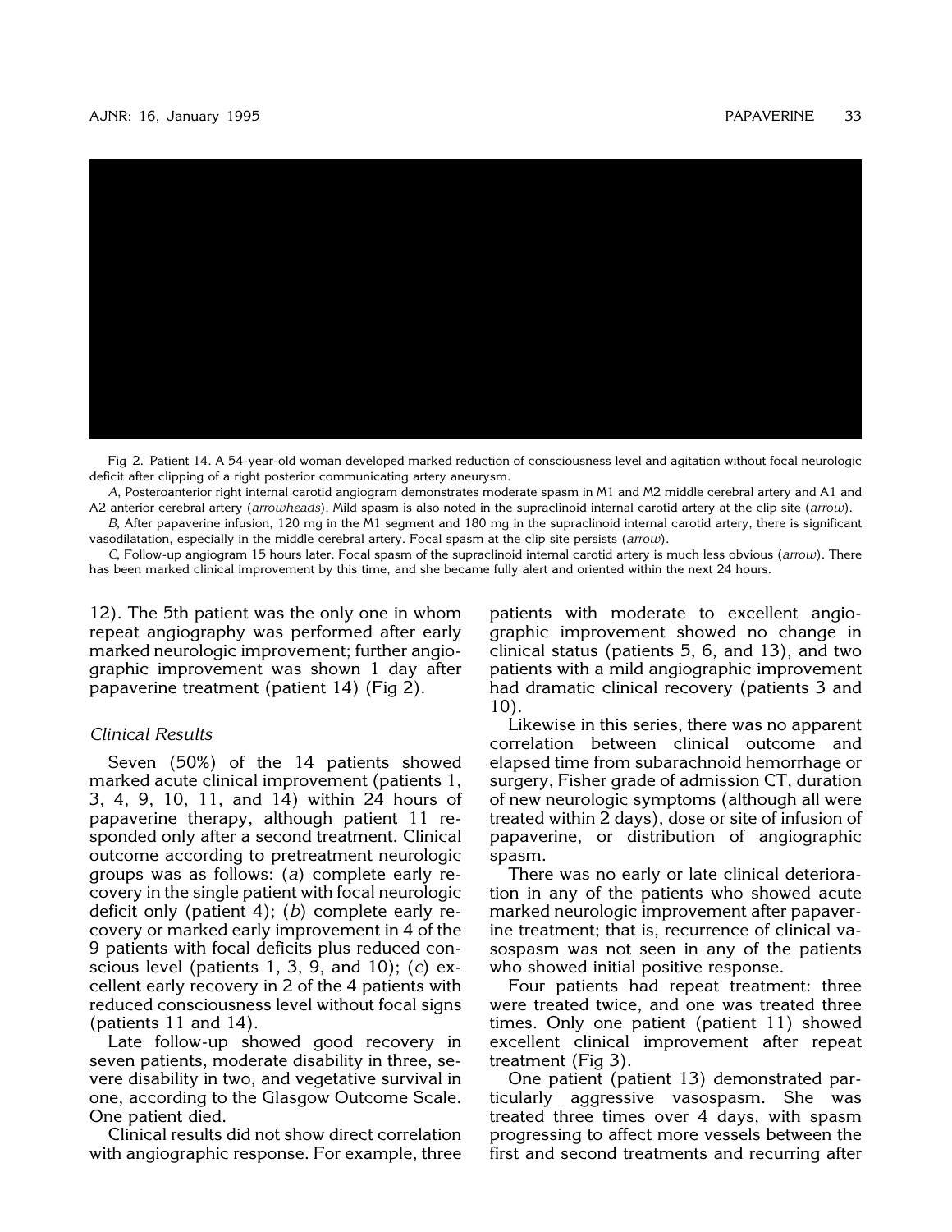Fig 2. Patient 14. A 54-year-old woman developed marked reduction of consciousness level and agitation without focal neurologic deficit after clipping of a right posterior communicating artery aneurysm.

*A*, Posteroanterior right internal carotid angiogram demonstrates moderate spasm in M1 and M2 middle cerebral artery and A1 and A2 anterior cerebral artery (*arrowheads*). Mild spasm is also noted in the supraclinoid internal carotid artery at the clip site (*arrow*).

*B*, After papaverine infusion, 120 mg in the M1 segment and 180 mg in the supraclinoid internal carotid artery, there is significant vasodilatation, especially in the middle cerebral artery. Focal spasm at the clip site persists (*arrow*).

*C*, Follow-up angiogram 15 hours later. Focal spasm of the supraclinoid internal carotid artery is much less obvious (*arrow*). There has been marked clinical improvement by this time, and she became fully alert and oriented within the next 24 hours.

12). The 5th patient was the only one in whom repeat angiography was performed after early marked neurologic improvement; further angiographic improvement was shown 1 day after papaverine treatment (patient 14) (Fig 2).

### *Clinical Results*

Seven (50%) of the 14 patients showed marked acute clinical improvement (patients 1, 3, 4, 9, 10, 11, and 14) within 24 hours of papaverine therapy, although patient 11 responded only after a second treatment. Clinical outcome according to pretreatment neurologic groups was as follows: (*a*) complete early recovery in the single patient with focal neurologic deficit only (patient 4); (*b*) complete early recovery or marked early improvement in 4 of the 9 patients with focal deficits plus reduced conscious level (patients 1, 3, 9, and 10); (*c*) excellent early recovery in 2 of the 4 patients with reduced consciousness level without focal signs (patients 11 and 14).

Late follow-up showed good recovery in seven patients, moderate disability in three, severe disability in two, and vegetative survival in one, according to the Glasgow Outcome Scale. One patient died.

Clinical results did not show direct correlation with angiographic response. For example, three patients with moderate to excellent angiographic improvement showed no change in clinical status (patients 5, 6, and 13), and two patients with a mild angiographic improvement had dramatic clinical recovery (patients 3 and 10).

Likewise in this series, there was no apparent correlation between clinical outcome and elapsed time from subarachnoid hemorrhage or surgery, Fisher grade of admission CT, duration of new neurologic symptoms (although all were treated within 2 days), dose or site of infusion of papaverine, or distribution of angiographic spasm.

There was no early or late clinical deterioration in any of the patients who showed acute marked neurologic improvement after papaverine treatment; that is, recurrence of clinical vasospasm was not seen in any of the patients who showed initial positive response.

Four patients had repeat treatment: three were treated twice, and one was treated three times. Only one patient (patient 11) showed excellent clinical improvement after repeat treatment (Fig 3).

One patient (patient 13) demonstrated particularly aggressive vasospasm. She was treated three times over 4 days, with spasm progressing to affect more vessels between the first and second treatments and recurring after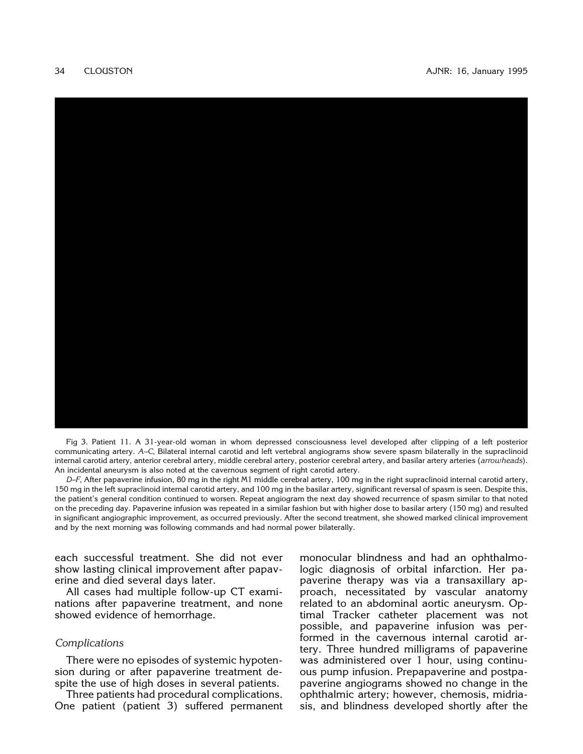Fig 3. Patient 11. A 31-year-old woman in whom depressed consciousness level developed after clipping of a left posterior communicating artery. *A–C*, Bilateral internal carotid and left vertebral angiograms show severe spasm bilaterally in the supraclinoid internal carotid artery, anterior cerebral artery, middle cerebral artery, posterior cerebral artery, and basilar artery arteries (*arrowheads*). An incidental aneurysm is also noted at the cavernous segment of right carotid artery.

*D–F*, After papaverine infusion, 80 mg in the right M1 middle cerebral artery, 100 mg in the right supraclinoid internal carotid artery, 150 mg in the left supraclinoid internal carotid artery, and 100 mg in the basilar artery, significant reversal of spasm is seen. Despite this, the patient's general condition continued to worsen. Repeat angiogram the next day showed recurrence of spasm similar to that noted on the preceding day. Papaverine infusion was repeated in a similar fashion but with higher dose to basilar artery (150 mg) and resulted in significant angiographic improvement, as occurred previously. After the second treatment, she showed marked clinical improvement and by the next morning was following commands and had normal power bilaterally.

each successful treatment. She did not ever show lasting clinical improvement after papaverine and died several days later.

All cases had multiple follow-up CT examinations after papaverine treatment, and none showed evidence of hemorrhage.

### Complications

There were no episodes of systemic hypotension during or after papaverine treatment despite the use of high doses in several patients.

Three patients had procedural complications. One patient (patient 3) suffered permanent monocular blindness and had an ophthalmologic diagnosis of orbital infarction. Her papaverine therapy was via a transaxillary approach, necessitated by vascular anatomy related to an abdominal aortic aneurysm. Optimal Tracker catheter placement was not possible, and papaverine infusion was performed in the cavernous internal carotid artery. Three hundred milligrams of papaverine was administered over 1 hour, using continuous pump infusion. Prepapaverine and postpapaverine angiograms showed no change in the ophthalmic artery; however, chemosis, midriasis, and blindness developed shortly after the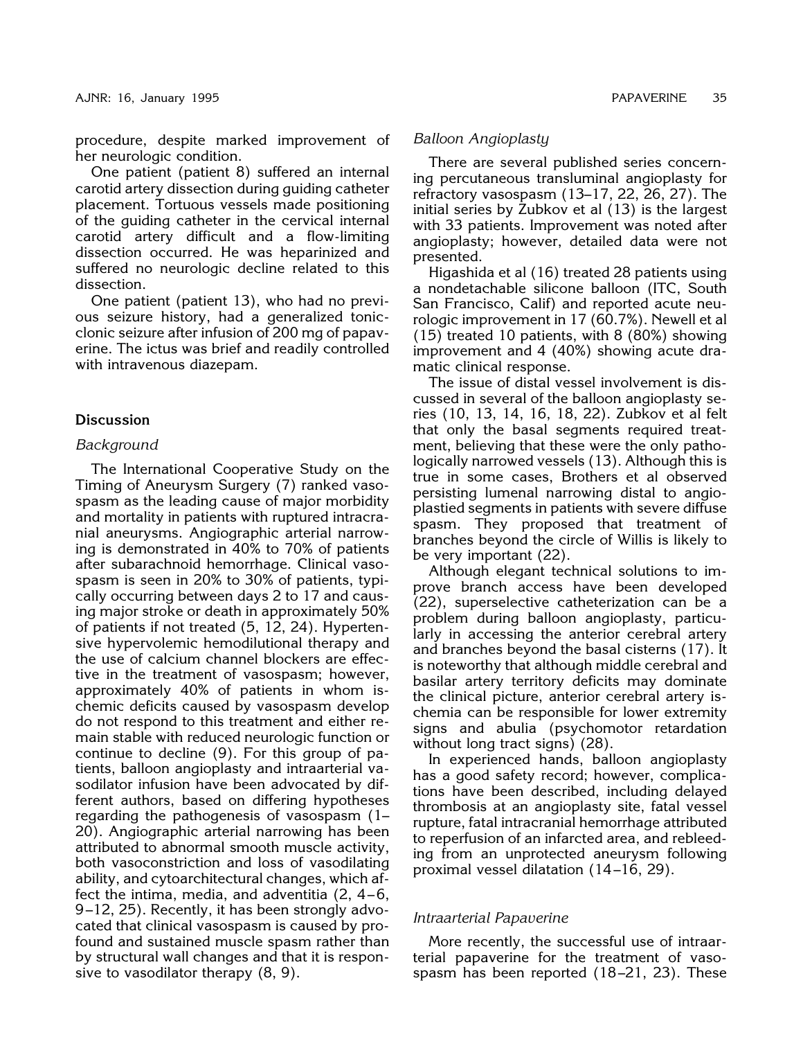procedure, despite marked improvement of her neurologic condition.

One patient (patient 8) suffered an internal carotid artery dissection during guiding catheter placement. Tortuous vessels made positioning of the guiding catheter in the cervical internal carotid artery difficult and a flow-limiting dissection occurred. He was heparinized and suffered no neurologic decline related to this dissection.

One patient (patient 13), who had no previous seizure history, had a generalized tonic-clonic seizure after infusion of 200 mg of papaverine. The ictus was brief and readily controlled with intravenous diazepam.

## Discussion

### *Background*

The International Cooperative Study on the Timing of Aneurysm Surgery (7) ranked vasospasm as the leading cause of major morbidity and mortality in patients with ruptured intracranial aneurysms. Angiographic arterial narrowing is demonstrated in 40% to 70% of patients after subarachnoid hemorrhage. Clinical vasospasm is seen in 20% to 30% of patients, typically occurring between days 2 to 17 and causing major stroke or death in approximately 50% of patients if not treated (5, 12, 24). Hypertensive hypervolemic hemodilutional therapy and the use of calcium channel blockers are effective in the treatment of vasospasm; however, approximately 40% of patients in whom ischemic deficits caused by vasospasm develop do not respond to this treatment and either remain stable with reduced neurologic function or continue to decline (9). For this group of patients, balloon angioplasty and intraarterial vasodilator infusion have been advocated by different authors, based on differing hypotheses regarding the pathogenesis of vasospasm (1–20). Angiographic arterial narrowing has been attributed to abnormal smooth muscle activity, both vasoconstriction and loss of vasodilating ability, and cytoarchitectural changes, which affect the intima, media, and adventitia (2, 4–6, 9–12, 25). Recently, it has been strongly advocated that clinical vasospasm is caused by profound and sustained muscle spasm rather than by structural wall changes and that it is responsive to vasodilator therapy (8, 9).

### *Balloon Angioplasty*

There are several published series concerning percutaneous transluminal angioplasty for refractory vasospasm (13–17, 22, 26, 27). The initial series by Zubkov et al (13) is the largest with 33 patients. Improvement was noted after angioplasty; however, detailed data were not presented.

Higashida et al (16) treated 28 patients using a nondetachable silicone balloon (ITC, South San Francisco, Calif) and reported acute neurologic improvement in 17 (60.7%). Newell et al (15) treated 10 patients, with 8 (80%) showing improvement and 4 (40%) showing acute dramatic clinical response.

The issue of distal vessel involvement is discussed in several of the balloon angioplasty series (10, 13, 14, 16, 18, 22). Zubkov et al felt that only the basal segments required treatment, believing that these were the only pathologically narrowed vessels (13). Although this is true in some cases, Brothers et al observed persisting lumenal narrowing distal to angioplastied segments in patients with severe diffuse spasm. They proposed that treatment of branches beyond the circle of Willis is likely to be very important (22).

Although elegant technical solutions to improve branch access have been developed (22), superselective catheterization can be a problem during balloon angioplasty, particularly in accessing the anterior cerebral artery and branches beyond the basal cisterns (17). It is noteworthy that although middle cerebral and basilar artery territory deficits may dominate the clinical picture, anterior cerebral artery ischemia can be responsible for lower extremity signs and abulia (psychomotor retardation without long tract signs) (28).

In experienced hands, balloon angioplasty has a good safety record; however, complications have been described, including delayed thrombosis at an angioplasty site, fatal vessel rupture, fatal intracranial hemorrhage attributed to reperfusion of an infarcted area, and rebleeding from an unprotected aneurysm following proximal vessel dilatation (14–16, 29).

### *Intraarterial Papaverine*

More recently, the successful use of intraarterial papaverine for the treatment of vasospasm has been reported (18–21, 23). These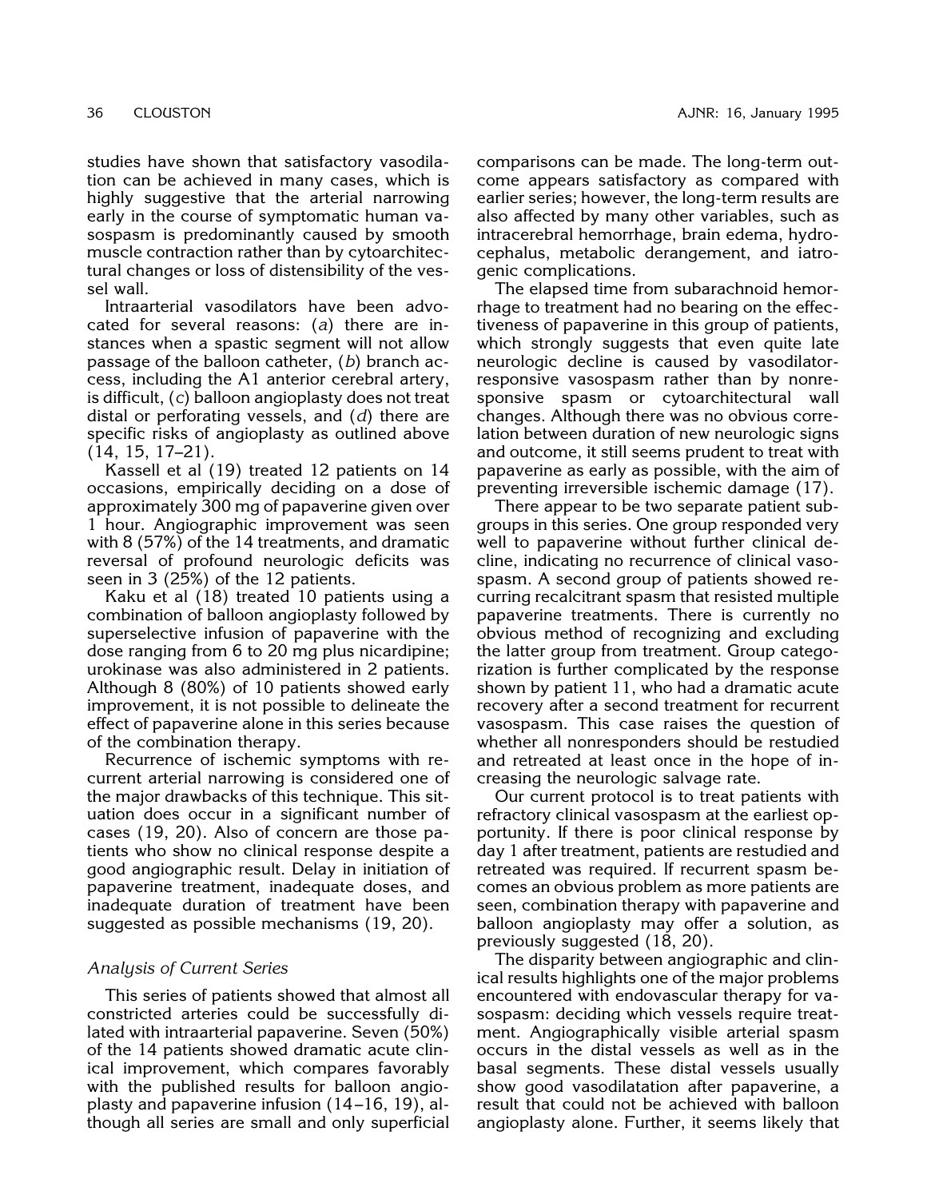studies have shown that satisfactory vasodilation can be achieved in many cases, which is highly suggestive that the arterial narrowing early in the course of symptomatic human vasospasm is predominantly caused by smooth muscle contraction rather than by cytoarchitectural changes or loss of distensibility of the vessel wall.

Intraarterial vasodilators have been advocated for several reasons: (*a*) there are instances when a spastic segment will not allow passage of the balloon catheter, (*b*) branch access, including the A1 anterior cerebral artery, is difficult, (*c*) balloon angioplasty does not treat distal or perforating vessels, and (*d*) there are specific risks of angioplasty as outlined above (14, 15, 17–21).

Kassell et al (19) treated 12 patients on 14 occasions, empirically deciding on a dose of approximately 300 mg of papaverine given over 1 hour. Angiographic improvement was seen with 8 (57%) of the 14 treatments, and dramatic reversal of profound neurologic deficits was seen in 3 (25%) of the 12 patients.

Kaku et al (18) treated 10 patients using a combination of balloon angioplasty followed by superselective infusion of papaverine with the dose ranging from 6 to 20 mg plus nicardipine; urokinase was also administered in 2 patients. Although 8 (80%) of 10 patients showed early improvement, it is not possible to delineate the effect of papaverine alone in this series because of the combination therapy.

Recurrence of ischemic symptoms with recurrent arterial narrowing is considered one of the major drawbacks of this technique. This situation does occur in a significant number of cases (19, 20). Also of concern are those patients who show no clinical response despite a good angiographic result. Delay in initiation of papaverine treatment, inadequate doses, and inadequate duration of treatment have been suggested as possible mechanisms (19, 20).

### *Analysis of Current Series*

This series of patients showed that almost all constricted arteries could be successfully dilated with intraarterial papaverine. Seven (50%) of the 14 patients showed dramatic acute clinical improvement, which compares favorably with the published results for balloon angioplasty and papaverine infusion (14–16, 19), although all series are small and only superficial comparisons can be made. The long-term outcome appears satisfactory as compared with earlier series; however, the long-term results are also affected by many other variables, such as intracerebral hemorrhage, brain edema, hydrocephalus, metabolic derangement, and iatrogenic complications.

The elapsed time from subarachnoid hemorrhage to treatment had no bearing on the effectiveness of papaverine in this group of patients, which strongly suggests that even quite late neurologic decline is caused by vasodilator-responsive vasospasm rather than by nonresponsive spasm or cytoarchitectural wall changes. Although there was no obvious correlation between duration of new neurologic signs and outcome, it still seems prudent to treat with papaverine as early as possible, with the aim of preventing irreversible ischemic damage (17).

There appear to be two separate patient subgroups in this series. One group responded very well to papaverine without further clinical decline, indicating no recurrence of clinical vasospasm. A second group of patients showed recurring recalcitrant spasm that resisted multiple papaverine treatments. There is currently no obvious method of recognizing and excluding the latter group from treatment. Group categorization is further complicated by the response shown by patient 11, who had a dramatic acute recovery after a second treatment for recurrent vasospasm. This case raises the question of whether all nonresponders should be restudied and retreated at least once in the hope of increasing the neurologic salvage rate.

Our current protocol is to treat patients with refractory clinical vasospasm at the earliest opportunity. If there is poor clinical response by day 1 after treatment, patients are restudied and retreated was required. If recurrent spasm becomes an obvious problem as more patients are seen, combination therapy with papaverine and balloon angioplasty may offer a solution, as previously suggested (18, 20).

The disparity between angiographic and clinical results highlights one of the major problems encountered with endovascular therapy for vasospasm: deciding which vessels require treatment. Angiographically visible arterial spasm occurs in the distal vessels as well as in the basal segments. These distal vessels usually show good vasodilatation after papaverine, a result that could not be achieved with balloon angioplasty alone. Further, it seems likely that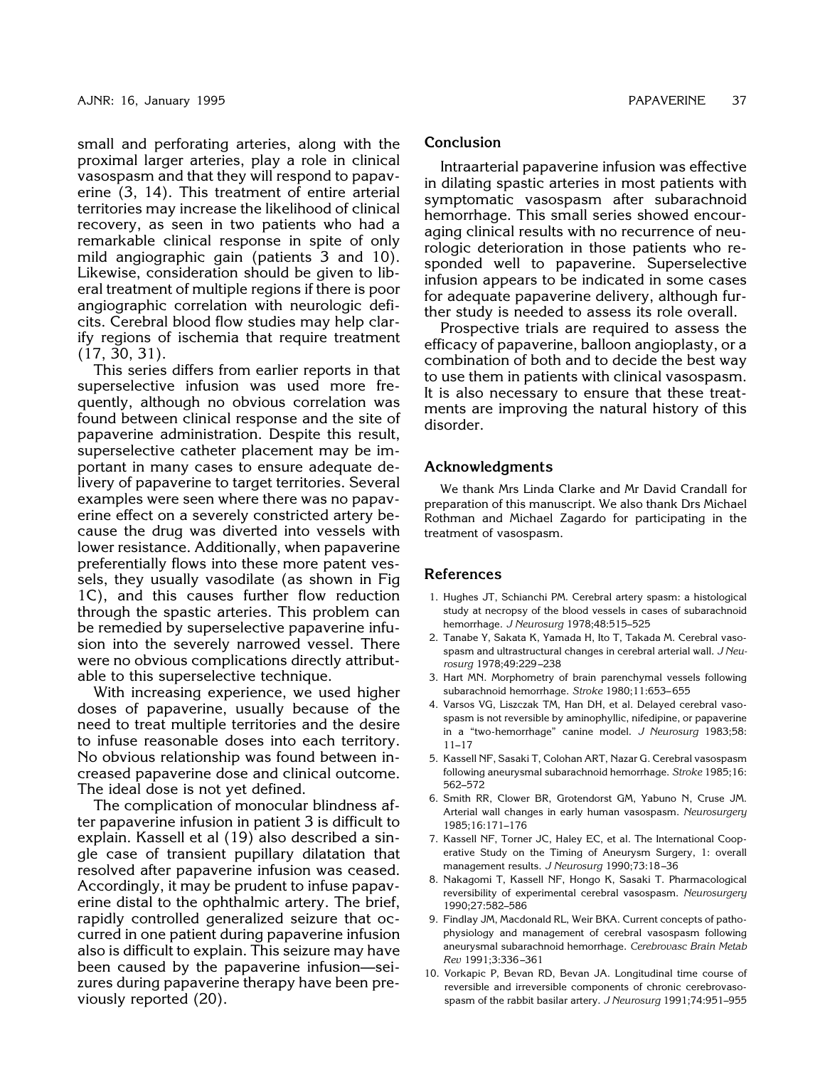small and perforating arteries, along with the proximal larger arteries, play a role in clinical vasospasm and that they will respond to papaverine (3, 14). This treatment of entire arterial territories may increase the likelihood of clinical recovery, as seen in two patients who had a remarkable clinical response in spite of only mild angiographic gain (patients 3 and 10). Likewise, consideration should be given to liberal treatment of multiple regions if there is poor angiographic correlation with neurologic deficits. Cerebral blood flow studies may help clarify regions of ischemia that require treatment (17, 30, 31).

This series differs from earlier reports in that superselective infusion was used more frequently, although no obvious correlation was found between clinical response and the site of papaverine administration. Despite this result, superselective catheter placement may be important in many cases to ensure adequate delivery of papaverine to target territories. Several examples were seen where there was no papaverine effect on a severely constricted artery because the drug was diverted into vessels with lower resistance. Additionally, when papaverine preferentially flows into these more patent vessels, they usually vasodilate (as shown in Fig 1C), and this causes further flow reduction through the spastic arteries. This problem can be remedied by superselective papaverine infusion into the severely narrowed vessel. There were no obvious complications directly attributable to this superselective technique.

With increasing experience, we used higher doses of papaverine, usually because of the need to treat multiple territories and the desire to infuse reasonable doses into each territory. No obvious relationship was found between increased papaverine dose and clinical outcome. The ideal dose is not yet defined.

The complication of monocular blindness after papaverine infusion in patient 3 is difficult to explain. Kassell et al (19) also described a single case of transient pupillary dilatation that resolved after papaverine infusion was ceased. Accordingly, it may be prudent to infuse papaverine distal to the ophthalmic artery. The brief, rapidly controlled generalized seizure that occurred in one patient during papaverine infusion also is difficult to explain. This seizure may have been caused by the papaverine infusion—seizures during papaverine therapy have been previously reported (20).

## Conclusion

Intraarterial papaverine infusion was effective in dilating spastic arteries in most patients with symptomatic vasospasm after subarachnoid hemorrhage. This small series showed encouraging clinical results with no recurrence of neurologic deterioration in those patients who responded well to papaverine. Superselective infusion appears to be indicated in some cases for adequate papaverine delivery, although further study is needed to assess its role overall.

Prospective trials are required to assess the efficacy of papaverine, balloon angioplasty, or a combination of both and to decide the best way to use them in patients with clinical vasospasm. It is also necessary to ensure that these treatments are improving the natural history of this disorder.

## Acknowledgments

We thank Mrs Linda Clarke and Mr David Crandall for preparation of this manuscript. We also thank Drs Michael Rothman and Michael Zagardo for participating in the treatment of vasospasm.

## References

1. Hughes JT, Schianchi PM. Cerebral artery spasm: a histological study at necropsy of the blood vessels in cases of subarachnoid hemorrhage. *J Neurosurg* 1978;48:515–525
2. Tanabe Y, Sakata K, Yamada H, Ito T, Takada M. Cerebral vasospasm and ultrastructural changes in cerebral arterial wall. *J Neurosurg* 1978;49:229–238
3. Hart MN. Morphometry of brain parenchymal vessels following subarachnoid hemorrhage. *Stroke* 1980;11:653–655
4. Varsos VG, Liszczak TM, Han DH, et al. Delayed cerebral vasospasm is not reversible by aminophyllic, nifedipine, or papaverine in a "two-hemorrhage" canine model. *J Neurosurg* 1983;58: 11–17
5. Kassell NF, Sasaki T, Colohan ART, Nazar G. Cerebral vasospasm following aneurysmal subarachnoid hemorrhage. *Stroke* 1985;16: 562–572
6. Smith RR, Clower BR, Grotendorst GM, Yabuno N, Cruse JM. Arterial wall changes in early human vasospasm. *Neurosurgery* 1985;16:171–176
7. Kassell NF, Torner JC, Haley EC, et al. The International Cooperative Study on the Timing of Aneurysm Surgery, 1: overall management results. *J Neurosurg* 1990;73:18–36
8. Nakagomi T, Kassell NF, Hongo K, Sasaki T. Pharmacological reversibility of experimental cerebral vasospasm. *Neurosurgery* 1990;27:582–586
9. Findlay JM, Macdonald RL, Weir BKA. Current concepts of pathophysiology and management of cerebral vasospasm following aneurysmal subarachnoid hemorrhage. *Cerebrovasc Brain Metab Rev* 1991;3:336–361
10. Vorkapic P, Bevan RD, Bevan JA. Longitudinal time course of reversible and irreversible components of chronic cerebrovasospasm of the rabbit basilar artery. *J Neurosurg* 1991;74:951–955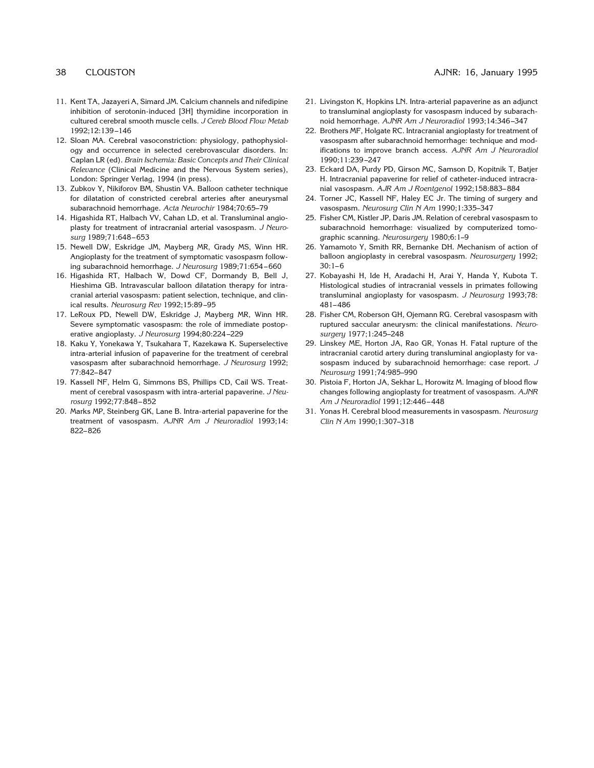11. Kent TA, Jazayeri A, Simard JM. Calcium channels and nifedipine inhibition of serotonin-induced [3H] thymidine incorporation in cultured cerebral smooth muscle cells. *J Cereb Blood Flow Metab* 1992;12:139–146
12. Sloan MA. Cerebral vasoconstriction: physiology, pathophysiology and occurrence in selected cerebrovascular disorders. In: Caplan LR (ed). *Brain Ischemia: Basic Concepts and Their Clinical Relevance* (Clinical Medicine and the Nervous System series), London: Springer Verlag, 1994 (in press).
13. Zubkov Y, Nikiforov BM, Shustin VA. Balloon catheter technique for dilatation of constricted cerebral arteries after aneurysmal subarachnoid hemorrhage. *Acta Neurochir* 1984;70:65–79
14. Higashida RT, Halbach VV, Cahan LD, et al. Transluminal angioplasty for treatment of intracranial arterial vasospasm. *J Neurosurg* 1989;71:648–653
15. Newell DW, Eskridge JM, Mayberg MR, Grady MS, Winn HR. Angioplasty for the treatment of symptomatic vasospasm following subarachnoid hemorrhage. *J Neurosurg* 1989;71:654–660
16. Higashida RT, Halbach W, Dowd CF, Dormandy B, Bell J, Hieshima GB. Intravascular balloon dilatation therapy for intracranial arterial vasospasm: patient selection, technique, and clinical results. *Neurosurg Rev* 1992;15:89–95
17. LeRoux PD, Newell DW, Eskridge J, Mayberg MR, Winn HR. Severe symptomatic vasospasm: the role of immediate postoperative angioplasty. *J Neurosurg* 1994;80:224–229
18. Kaku Y, Yonekawa Y, Tsukahara T, Kazekawa K. Superselective intra-arterial infusion of papaverine for the treatment of cerebral vasospasm after subarachnoid hemorrhage. *J Neurosurg* 1992;77:842–847
19. Kassell NF, Helm G, Simmons BS, Phillips CD, Cail WS. Treatment of cerebral vasospasm with intra-arterial papaverine. *J Neurosurg* 1992;77:848–852
20. Marks MP, Steinberg GK, Lane B. Intra-arterial papaverine for the treatment of vasospasm. *AJNR Am J Neuroradiol* 1993;14:822–826
21. Livingston K, Hopkins LN. Intra-arterial papaverine as an adjunct to transluminal angioplasty for vasospasm induced by subarachnoid hemorrhage. *AJNR Am J Neuroradiol* 1993;14:346–347
22. Brothers MF, Holgate RC. Intracranial angioplasty for treatment of vasospasm after subarachnoid hemorrhage: technique and modifications to improve branch access. *AJNR Am J Neuroradiol* 1990;11:239–247
23. Eckard DA, Purdy PD, Girson MC, Samson D, Kopitnik T, Batjer H. Intracranial papaverine for relief of catheter-induced intracranial vasospasm. *AJR Am J Roentgenol* 1992;158:883–884
24. Torner JC, Kassell NF, Haley EC Jr. The timing of surgery and vasospasm. *Neurosurg Clin N Am* 1990;1:335–347
25. Fisher CM, Kistler JP, Daris JM. Relation of cerebral vasospasm to subarachnoid hemorrhage: visualized by computerized tomographic scanning. *Neurosurgery* 1980;6:1–9
26. Yamamoto Y, Smith RR, Bernanke DH. Mechanism of action of balloon angioplasty in cerebral vasospasm. *Neurosurgery* 1992;30:1–6
27. Kobayashi H, Ide H, Aradachi H, Arai Y, Handa Y, Kubota T. Histological studies of intracranial vessels in primates following transluminal angioplasty for vasospasm. *J Neurosurg* 1993;78:481–486
28. Fisher CM, Roberson GH, Ojemann RG. Cerebral vasospasm with ruptured saccular aneurysm: the clinical manifestations. *Neurosurgery* 1977;1:245–248
29. Linskey ME, Horton JA, Rao GR, Yonas H. Fatal rupture of the intracranial carotid artery during transluminal angioplasty for vasospasm induced by subarachnoid hemorrhage: case report. *J Neurosurg* 1991;74:985–990
30. Pistoia F, Horton JA, Sekhar L, Horowitz M. Imaging of blood flow changes following angioplasty for treatment of vasospasm. *AJNR Am J Neuroradiol* 1991;12:446–448
31. Yonas H. Cerebral blood measurements in vasospasm. *Neurosurg Clin N Am* 1990;1:307–318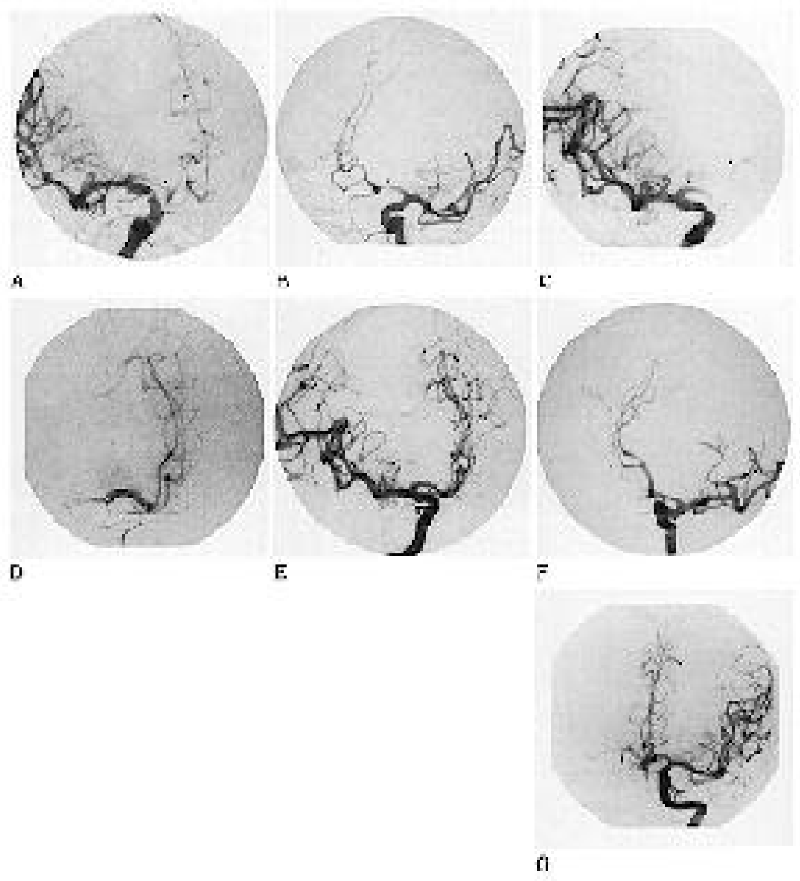A

B

C

D

E

F

G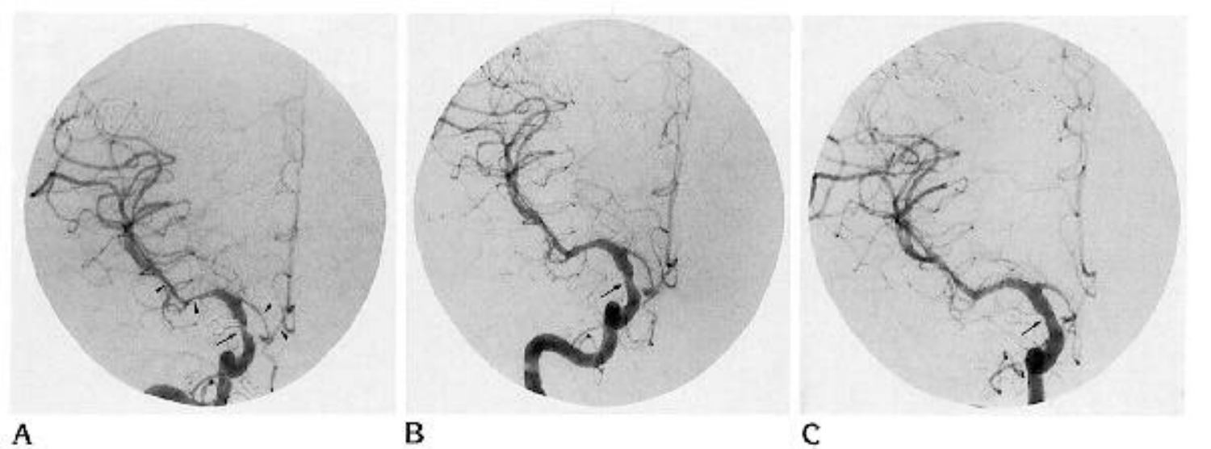A

B

C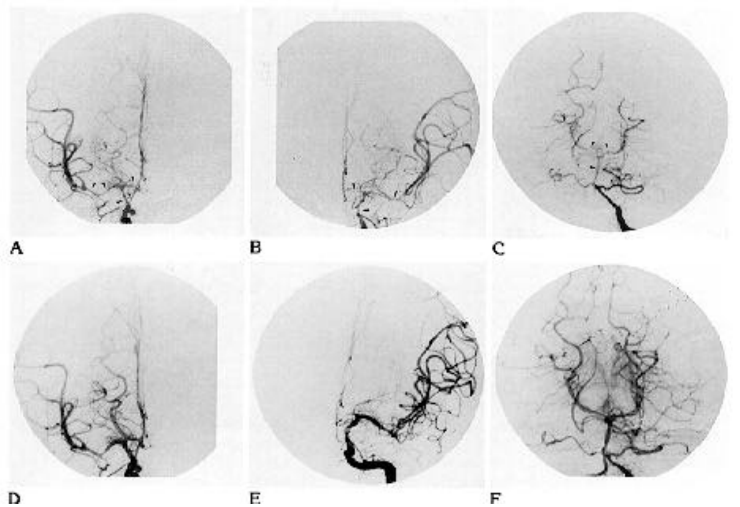A

B

C

D

E

F